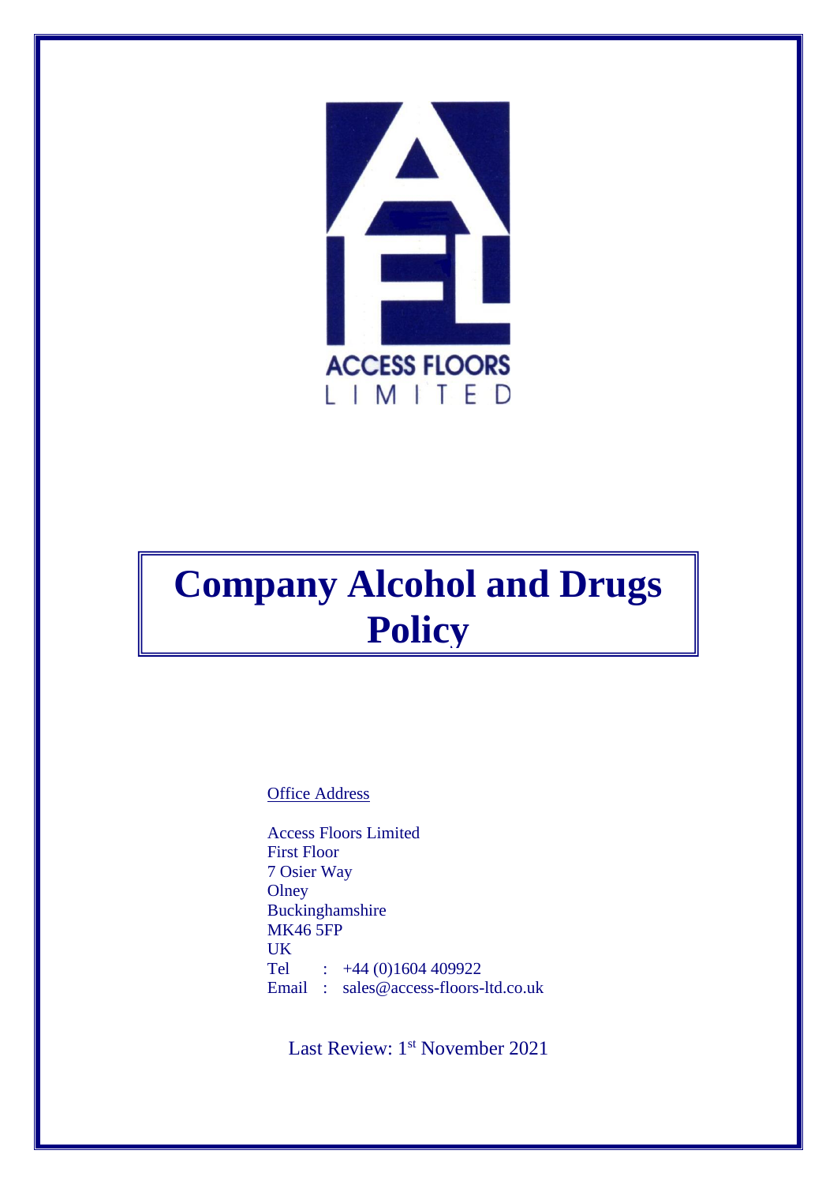ACCESS FLOORS
LIMITED

# Company Alcohol and Drugs Policy

Office Address

Access Floors Limited
First Floor
7 Osier Way
Olney
Buckinghamshire
MK46 5FP
UK
Tel : +44 (0)1604 409922
Email : sales@access-floors-ltd.co.uk

Last Review: 1st November 2021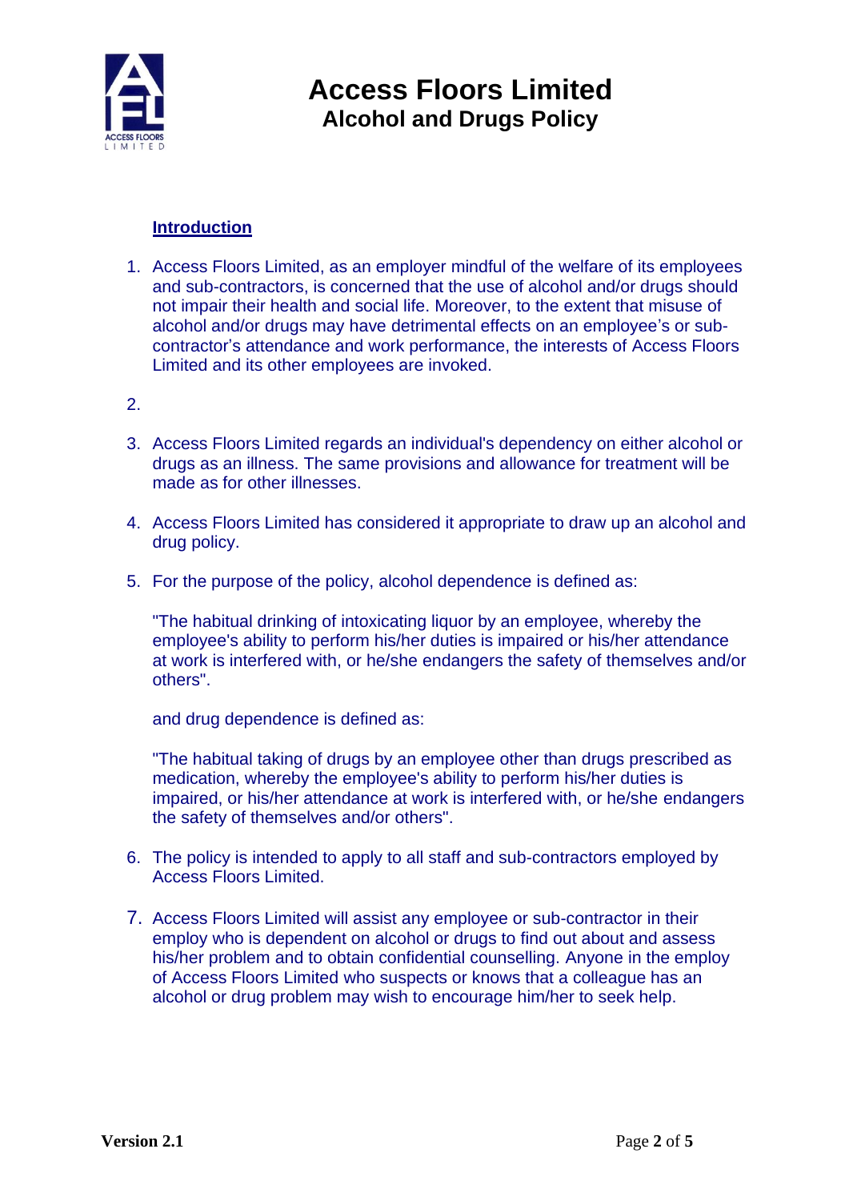# Access Floors Limited
## Alcohol and Drugs Policy

**Introduction**

1. Access Floors Limited, as an employer mindful of the welfare of its employees and sub-contractors, is concerned that the use of alcohol and/or drugs should not impair their health and social life. Moreover, to the extent that misuse of alcohol and/or drugs may have detrimental effects on an employee's or sub-contractor's attendance and work performance, the interests of Access Floors Limited and its other employees are invoked.

2. 

3. Access Floors Limited regards an individual's dependency on either alcohol or drugs as an illness. The same provisions and allowance for treatment will be made as for other illnesses.

4. Access Floors Limited has considered it appropriate to draw up an alcohol and drug policy.

5. For the purpose of the policy, alcohol dependence is defined as:

   "The habitual drinking of intoxicating liquor by an employee, whereby the employee's ability to perform his/her duties is impaired or his/her attendance at work is interfered with, or he/she endangers the safety of themselves and/or others".

   and drug dependence is defined as:

   "The habitual taking of drugs by an employee other than drugs prescribed as medication, whereby the employee's ability to perform his/her duties is impaired, or his/her attendance at work is interfered with, or he/she endangers the safety of themselves and/or others".

6. The policy is intended to apply to all staff and sub-contractors employed by Access Floors Limited.

7. Access Floors Limited will assist any employee or sub-contractor in their employ who is dependent on alcohol or drugs to find out about and assess his/her problem and to obtain confidential counselling. Anyone in the employ of Access Floors Limited who suspects or knows that a colleague has an alcohol or drug problem may wish to encourage him/her to seek help.

**Version 2.1**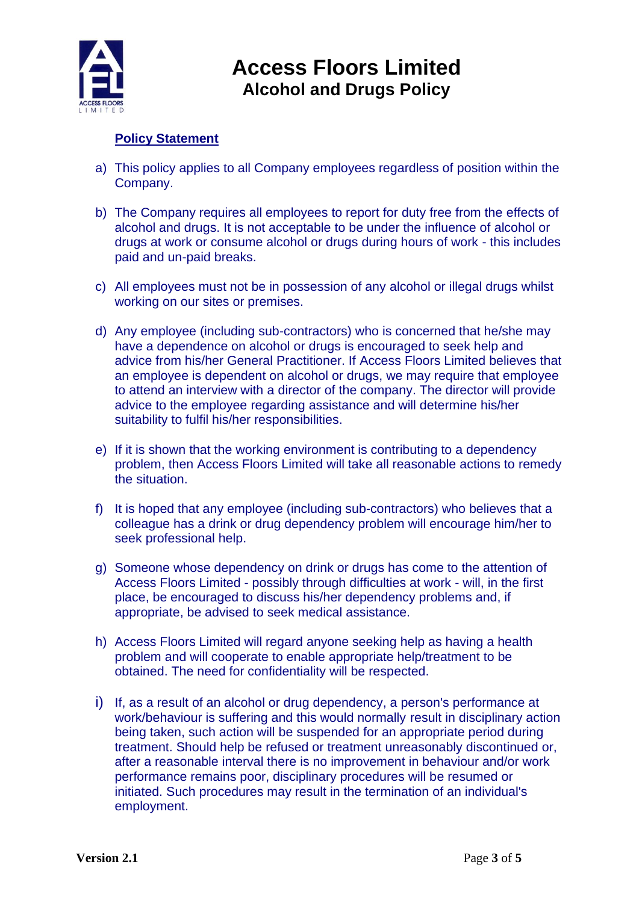# Access Floors Limited
## Alcohol and Drugs Policy

### Policy Statement

a) This policy applies to all Company employees regardless of position within the Company.

b) The Company requires all employees to report for duty free from the effects of alcohol and drugs. It is not acceptable to be under the influence of alcohol or drugs at work or consume alcohol or drugs during hours of work - this includes paid and un-paid breaks.

c) All employees must not be in possession of any alcohol or illegal drugs whilst working on our sites or premises.

d) Any employee (including sub-contractors) who is concerned that he/she may have a dependence on alcohol or drugs is encouraged to seek help and advice from his/her General Practitioner. If Access Floors Limited believes that an employee is dependent on alcohol or drugs, we may require that employee to attend an interview with a director of the company. The director will provide advice to the employee regarding assistance and will determine his/her suitability to fulfil his/her responsibilities.

e) If it is shown that the working environment is contributing to a dependency problem, then Access Floors Limited will take all reasonable actions to remedy the situation.

f) It is hoped that any employee (including sub-contractors) who believes that a colleague has a drink or drug dependency problem will encourage him/her to seek professional help.

g) Someone whose dependency on drink or drugs has come to the attention of Access Floors Limited - possibly through difficulties at work - will, in the first place, be encouraged to discuss his/her dependency problems and, if appropriate, be advised to seek medical assistance.

h) Access Floors Limited will regard anyone seeking help as having a health problem and will cooperate to enable appropriate help/treatment to be obtained. The need for confidentiality will be respected.

i) If, as a result of an alcohol or drug dependency, a person's performance at work/behaviour is suffering and this would normally result in disciplinary action being taken, such action will be suspended for an appropriate period during treatment. Should help be refused or treatment unreasonably discontinued or, after a reasonable interval there is no improvement in behaviour and/or work performance remains poor, disciplinary procedures will be resumed or initiated. Such procedures may result in the termination of an individual's employment.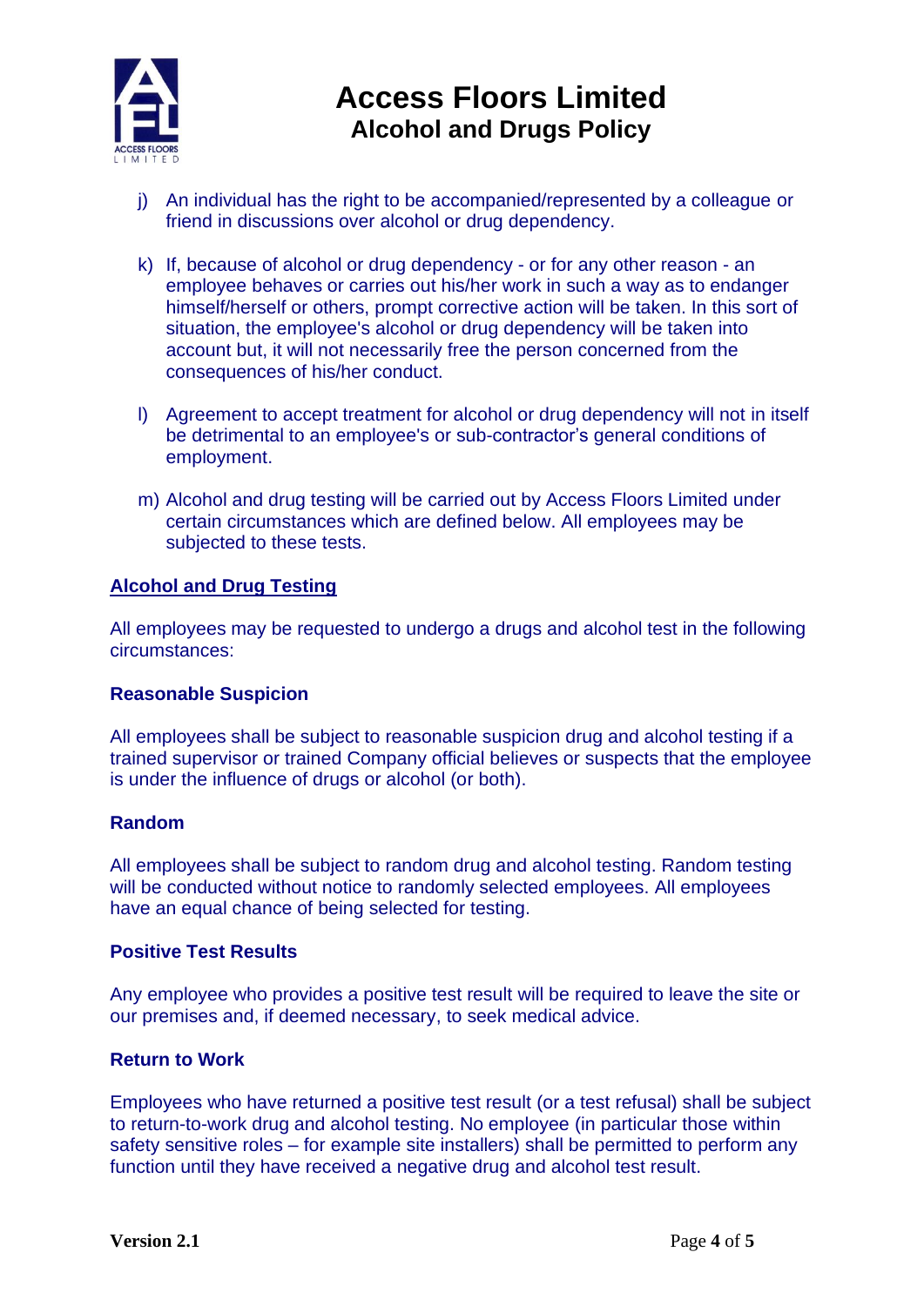j) An individual has the right to be accompanied/represented by a colleague or friend in discussions over alcohol or drug dependency.

k) If, because of alcohol or drug dependency - or for any other reason - an employee behaves or carries out his/her work in such a way as to endanger himself/herself or others, prompt corrective action will be taken. In this sort of situation, the employee's alcohol or drug dependency will be taken into account but, it will not necessarily free the person concerned from the consequences of his/her conduct.

l) Agreement to accept treatment for alcohol or drug dependency will not in itself be detrimental to an employee's or sub-contractor's general conditions of employment.

m) Alcohol and drug testing will be carried out by Access Floors Limited under certain circumstances which are defined below. All employees may be subjected to these tests.

## Alcohol and Drug Testing

All employees may be requested to undergo a drugs and alcohol test in the following circumstances:

### Reasonable Suspicion

All employees shall be subject to reasonable suspicion drug and alcohol testing if a trained supervisor or trained Company official believes or suspects that the employee is under the influence of drugs or alcohol (or both).

### Random

All employees shall be subject to random drug and alcohol testing. Random testing will be conducted without notice to randomly selected employees. All employees have an equal chance of being selected for testing.

### Positive Test Results

Any employee who provides a positive test result will be required to leave the site or our premises and, if deemed necessary, to seek medical advice.

### Return to Work

Employees who have returned a positive test result (or a test refusal) shall be subject to return-to-work drug and alcohol testing. No employee (in particular those within safety sensitive roles – for example site installers) shall be permitted to perform any function until they have received a negative drug and alcohol test result.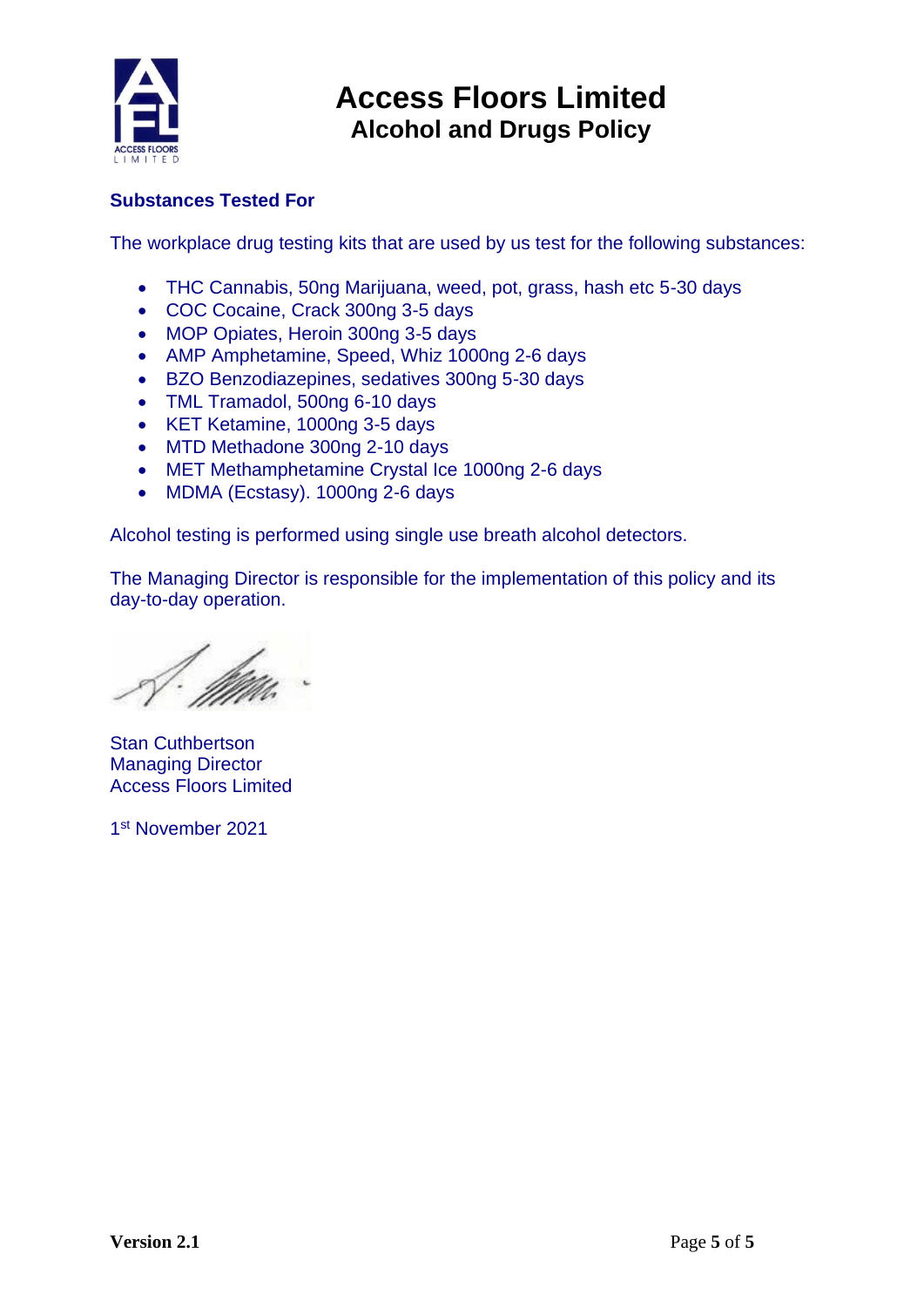# Access Floors Limited
## Alcohol and Drugs Policy

### Substances Tested For

The workplace drug testing kits that are used by us test for the following substances:

- THC Cannabis, 50ng Marijuana, weed, pot, grass, hash etc 5-30 days
- COC Cocaine, Crack 300ng 3-5 days
- MOP Opiates, Heroin 300ng 3-5 days
- AMP Amphetamine, Speed, Whiz 1000ng 2-6 days
- BZO Benzodiazepines, sedatives 300ng 5-30 days
- TML Tramadol, 500ng 6-10 days
- KET Ketamine, 1000ng 3-5 days
- MTD Methadone 300ng 2-10 days
- MET Methamphetamine Crystal Ice 1000ng 2-6 days
- MDMA (Ecstasy). 1000ng 2-6 days

Alcohol testing is performed using single use breath alcohol detectors.

The Managing Director is responsible for the implementation of this policy and its day-to-day operation.

Stan Cuthbertson
Managing Director
Access Floors Limited

1st November 2021

**Version 2.1**